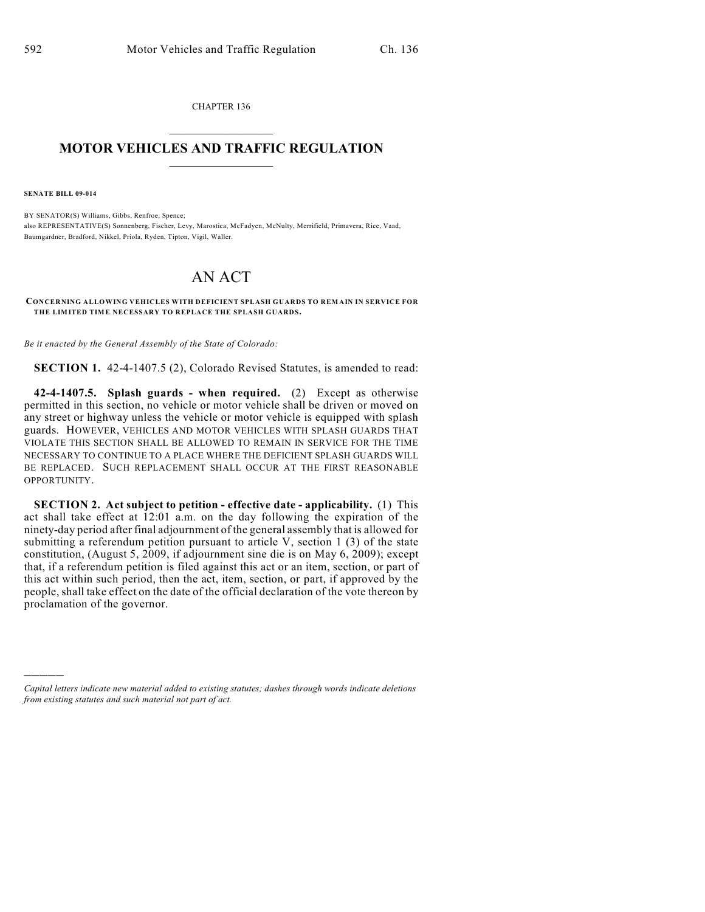CHAPTER 136

# MOTOR VEHICLES AND TRAFFIC REGULATION

**SENATE BILL 09-014**

BY SENATOR(S) Williams, Gibbs, Renfroe, Spence;
also REPRESENTATIVE(S) Sonnenberg, Fischer, Levy, Marostica, McFadyen, McNulty, Merrifield, Primavera, Rice, Vaad, Baumgardner, Bradford, Nikkel, Priola, Ryden, Tipton, Vigil, Waller.

# AN ACT

**CONCERNING ALLOWING VEHICLES WITH DEFICIENT SPLASH GUARDS TO REMAIN IN SERVICE FOR THE LIMITED TIME NECESSARY TO REPLACE THE SPLASH GUARDS.**

*Be it enacted by the General Assembly of the State of Colorado:*

**SECTION 1.** 42-4-1407.5 (2), Colorado Revised Statutes, is amended to read:

**42-4-1407.5. Splash guards - when required.** (2) Except as otherwise permitted in this section, no vehicle or motor vehicle shall be driven or moved on any street or highway unless the vehicle or motor vehicle is equipped with splash guards. HOWEVER, VEHICLES AND MOTOR VEHICLES WITH SPLASH GUARDS THAT VIOLATE THIS SECTION SHALL BE ALLOWED TO REMAIN IN SERVICE FOR THE TIME NECESSARY TO CONTINUE TO A PLACE WHERE THE DEFICIENT SPLASH GUARDS WILL BE REPLACED. SUCH REPLACEMENT SHALL OCCUR AT THE FIRST REASONABLE OPPORTUNITY.

**SECTION 2. Act subject to petition - effective date - applicability.** (1) This act shall take effect at 12:01 a.m. on the day following the expiration of the ninety-day period after final adjournment of the general assembly that is allowed for submitting a referendum petition pursuant to article V, section 1 (3) of the state constitution, (August 5, 2009, if adjournment sine die is on May 6, 2009); except that, if a referendum petition is filed against this act or an item, section, or part of this act within such period, then the act, item, section, or part, if approved by the people, shall take effect on the date of the official declaration of the vote thereon by proclamation of the governor.

---

*Capital letters indicate new material added to existing statutes; dashes through words indicate deletions from existing statutes and such material not part of act.*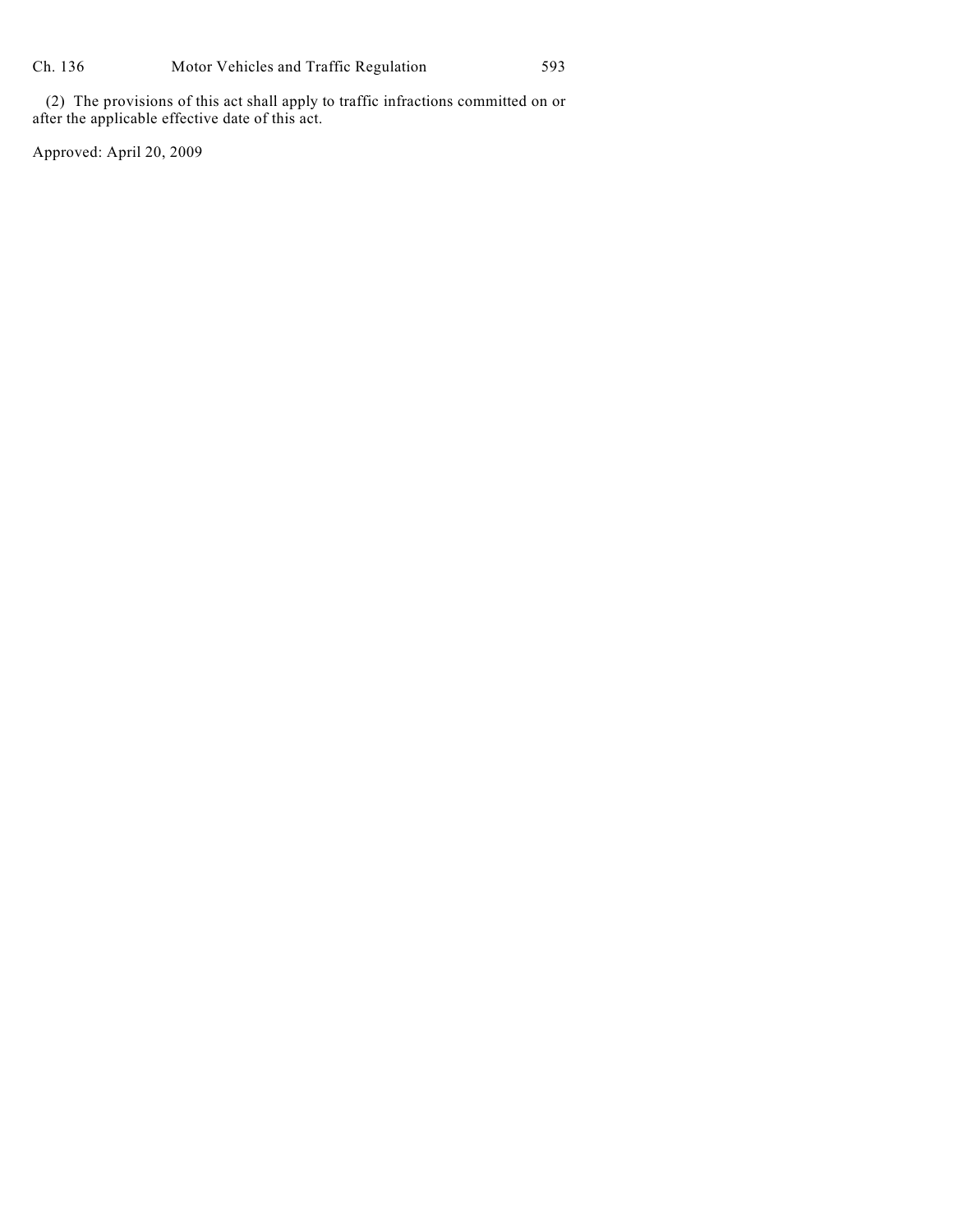(2) The provisions of this act shall apply to traffic infractions committed on or after the applicable effective date of this act.

Approved: April 20, 2009